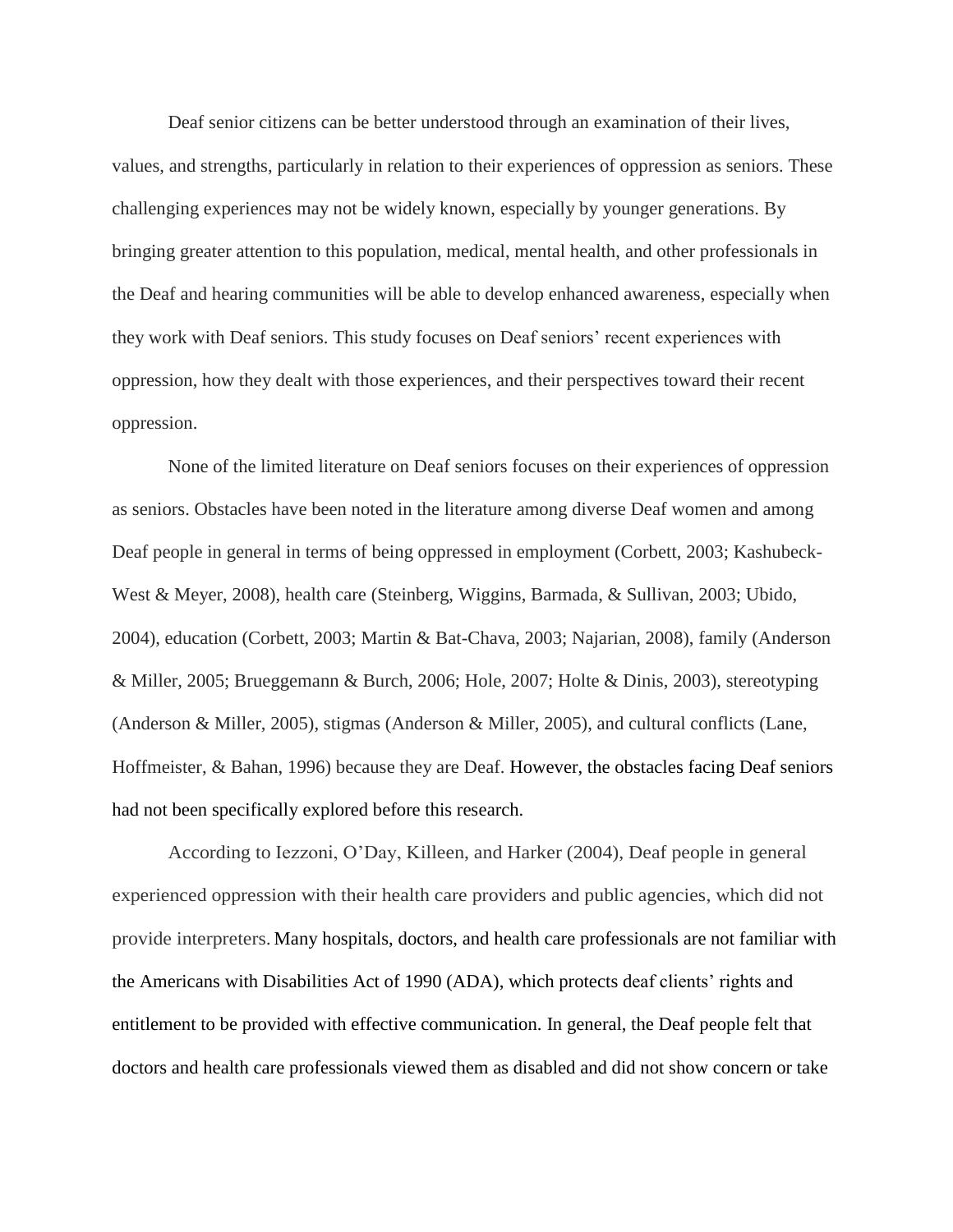Deaf senior citizens can be better understood through an examination of their lives, values, and strengths, particularly in relation to their experiences of oppression as seniors. These challenging experiences may not be widely known, especially by younger generations. By bringing greater attention to this population, medical, mental health, and other professionals in the Deaf and hearing communities will be able to develop enhanced awareness, especially when they work with Deaf seniors. This study focuses on Deaf seniors' recent experiences with oppression, how they dealt with those experiences, and their perspectives toward their recent oppression.

None of the limited literature on Deaf seniors focuses on their experiences of oppression as seniors. Obstacles have been noted in the literature among diverse Deaf women and among Deaf people in general in terms of being oppressed in employment (Corbett, 2003; Kashubeck-West & Meyer, 2008), health care (Steinberg, Wiggins, Barmada, & Sullivan, 2003; Ubido, 2004), education (Corbett, 2003; Martin & Bat-Chava, 2003; Najarian, 2008), family (Anderson & Miller, 2005; Brueggemann & Burch, 2006; Hole, 2007; Holte & Dinis, 2003), stereotyping (Anderson & Miller, 2005), stigmas (Anderson & Miller, 2005), and cultural conflicts (Lane, Hoffmeister, & Bahan, 1996) because they are Deaf. However, the obstacles facing Deaf seniors had not been specifically explored before this research.

According to Iezzoni, O'Day, Killeen, and Harker (2004), Deaf people in general experienced oppression with their health care providers and public agencies, which did not provide interpreters. Many hospitals, doctors, and health care professionals are not familiar with the Americans with Disabilities Act of 1990 (ADA), which protects deaf clients' rights and entitlement to be provided with effective communication. In general, the Deaf people felt that doctors and health care professionals viewed them as disabled and did not show concern or take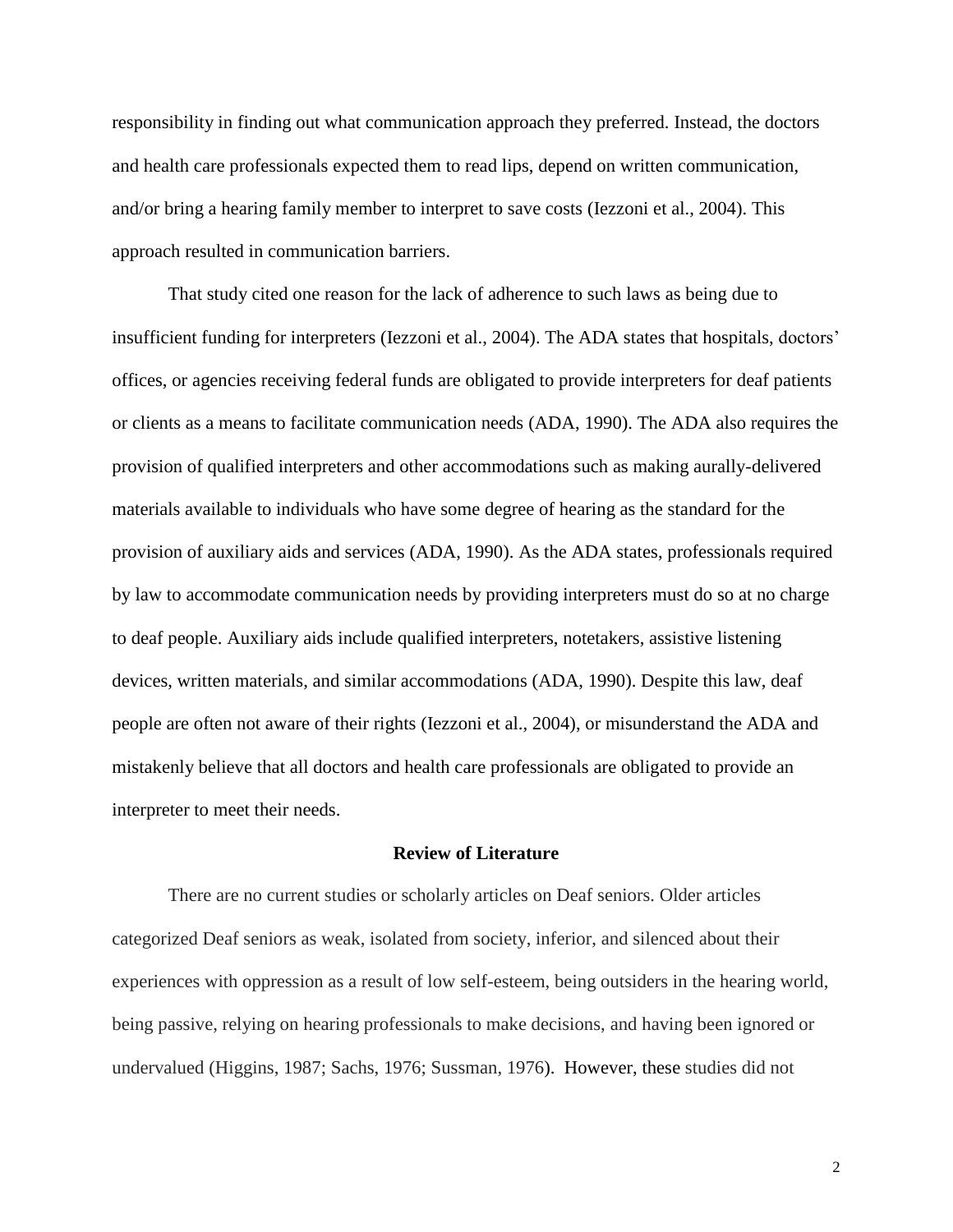responsibility in finding out what communication approach they preferred. Instead, the doctors and health care professionals expected them to read lips, depend on written communication, and/or bring a hearing family member to interpret to save costs (Iezzoni et al., 2004). This approach resulted in communication barriers.

That study cited one reason for the lack of adherence to such laws as being due to insufficient funding for interpreters (Iezzoni et al., 2004). The ADA states that hospitals, doctors' offices, or agencies receiving federal funds are obligated to provide interpreters for deaf patients or clients as a means to facilitate communication needs (ADA, 1990). The ADA also requires the provision of qualified interpreters and other accommodations such as making aurally-delivered materials available to individuals who have some degree of hearing as the standard for the provision of auxiliary aids and services (ADA, 1990). As the ADA states, professionals required by law to accommodate communication needs by providing interpreters must do so at no charge to deaf people. Auxiliary aids include qualified interpreters, notetakers, assistive listening devices, written materials, and similar accommodations (ADA, 1990). Despite this law, deaf people are often not aware of their rights (Iezzoni et al., 2004), or misunderstand the ADA and mistakenly believe that all doctors and health care professionals are obligated to provide an interpreter to meet their needs.

## Review of Literature

There are no current studies or scholarly articles on Deaf seniors. Older articles categorized Deaf seniors as weak, isolated from society, inferior, and silenced about their experiences with oppression as a result of low self-esteem, being outsiders in the hearing world, being passive, relying on hearing professionals to make decisions, and having been ignored or undervalued (Higgins, 1987; Sachs, 1976; Sussman, 1976). However, these studies did not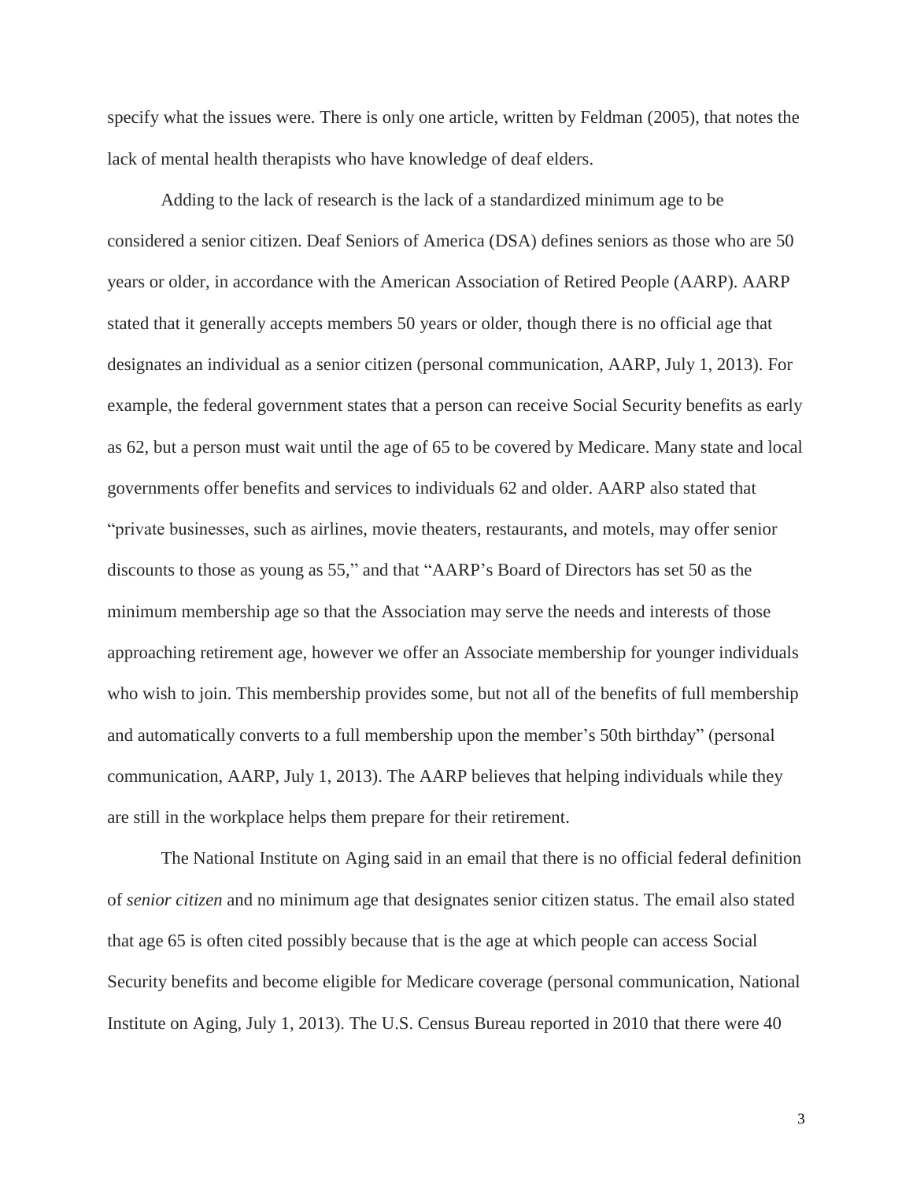specify what the issues were. There is only one article, written by Feldman (2005), that notes the lack of mental health therapists who have knowledge of deaf elders.

Adding to the lack of research is the lack of a standardized minimum age to be considered a senior citizen. Deaf Seniors of America (DSA) defines seniors as those who are 50 years or older, in accordance with the American Association of Retired People (AARP). AARP stated that it generally accepts members 50 years or older, though there is no official age that designates an individual as a senior citizen (personal communication, AARP, July 1, 2013). For example, the federal government states that a person can receive Social Security benefits as early as 62, but a person must wait until the age of 65 to be covered by Medicare. Many state and local governments offer benefits and services to individuals 62 and older. AARP also stated that "private businesses, such as airlines, movie theaters, restaurants, and motels, may offer senior discounts to those as young as 55," and that "AARP's Board of Directors has set 50 as the minimum membership age so that the Association may serve the needs and interests of those approaching retirement age, however we offer an Associate membership for younger individuals who wish to join. This membership provides some, but not all of the benefits of full membership and automatically converts to a full membership upon the member's 50th birthday" (personal communication, AARP, July 1, 2013). The AARP believes that helping individuals while they are still in the workplace helps them prepare for their retirement.

The National Institute on Aging said in an email that there is no official federal definition of *senior citizen* and no minimum age that designates senior citizen status. The email also stated that age 65 is often cited possibly because that is the age at which people can access Social Security benefits and become eligible for Medicare coverage (personal communication, National Institute on Aging, July 1, 2013). The U.S. Census Bureau reported in 2010 that there were 40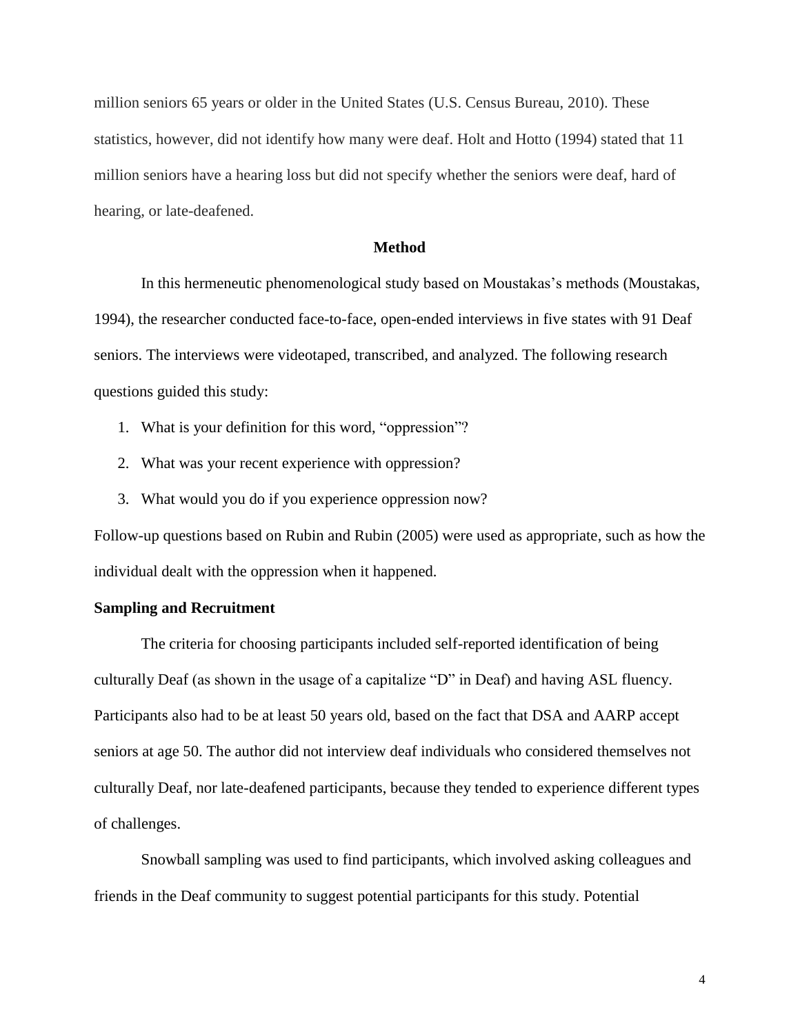million seniors 65 years or older in the United States (U.S. Census Bureau, 2010). These statistics, however, did not identify how many were deaf. Holt and Hotto (1994) stated that 11 million seniors have a hearing loss but did not specify whether the seniors were deaf, hard of hearing, or late-deafened.

## Method

In this hermeneutic phenomenological study based on Moustakas's methods (Moustakas, 1994), the researcher conducted face-to-face, open-ended interviews in five states with 91 Deaf seniors. The interviews were videotaped, transcribed, and analyzed. The following research questions guided this study:

1. What is your definition for this word, "oppression"?
2. What was your recent experience with oppression?
3. What would you do if you experience oppression now?

Follow-up questions based on Rubin and Rubin (2005) were used as appropriate, such as how the individual dealt with the oppression when it happened.

### Sampling and Recruitment

The criteria for choosing participants included self-reported identification of being culturally Deaf (as shown in the usage of a capitalize "D" in Deaf) and having ASL fluency. Participants also had to be at least 50 years old, based on the fact that DSA and AARP accept seniors at age 50. The author did not interview deaf individuals who considered themselves not culturally Deaf, nor late-deafened participants, because they tended to experience different types of challenges.

Snowball sampling was used to find participants, which involved asking colleagues and friends in the Deaf community to suggest potential participants for this study. Potential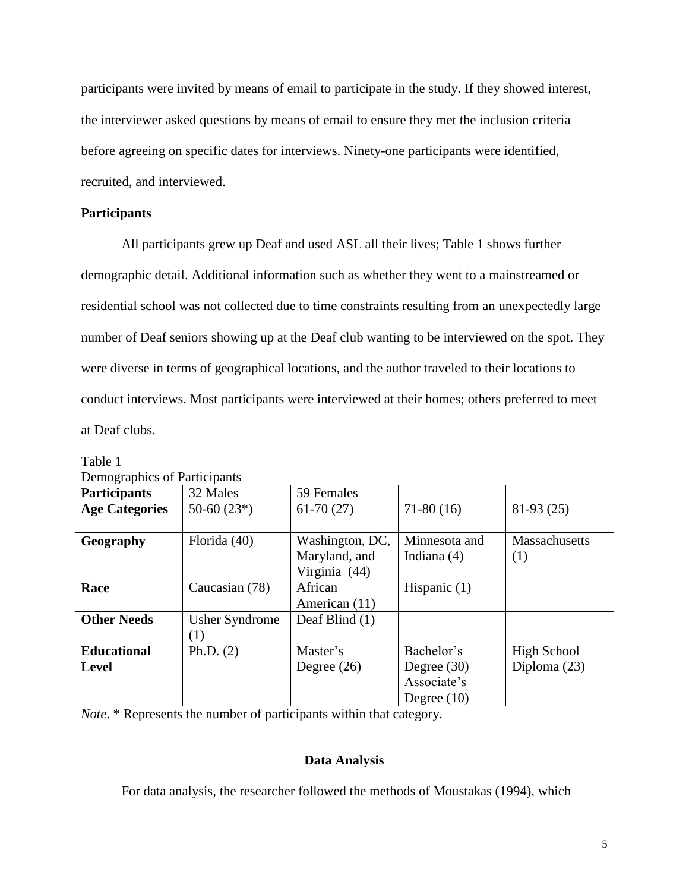participants were invited by means of email to participate in the study. If they showed interest, the interviewer asked questions by means of email to ensure they met the inclusion criteria before agreeing on specific dates for interviews. Ninety-one participants were identified, recruited, and interviewed.

**Participants**

All participants grew up Deaf and used ASL all their lives; Table 1 shows further demographic detail. Additional information such as whether they went to a mainstreamed or residential school was not collected due to time constraints resulting from an unexpectedly large number of Deaf seniors showing up at the Deaf club wanting to be interviewed on the spot. They were diverse in terms of geographical locations, and the author traveled to their locations to conduct interviews. Most participants were interviewed at their homes; others preferred to meet at Deaf clubs.

Table 1
Demographics of Participants

| **Participants** | 32 Males | 59 Females | | |
|---|---|---|---|---|
| **Age Categories** | 50-60 (23*) | 61-70 (27) | 71-80 (16) | 81-93 (25) |
| **Geography** | Florida (40) | Washington, DC, Maryland, and Virginia (44) | Minnesota and Indiana (4) | Massachusetts (1) |
| **Race** | Caucasian (78) | African American (11) | Hispanic (1) | |
| **Other Needs** | Usher Syndrome (1) | Deaf Blind (1) | | |
| **Educational Level** | Ph.D. (2) | Master's Degree (26) | Bachelor's Degree (30) Associate's Degree (10) | High School Diploma (23) |

*Note*. * Represents the number of participants within that category.

## Data Analysis

For data analysis, the researcher followed the methods of Moustakas (1994), which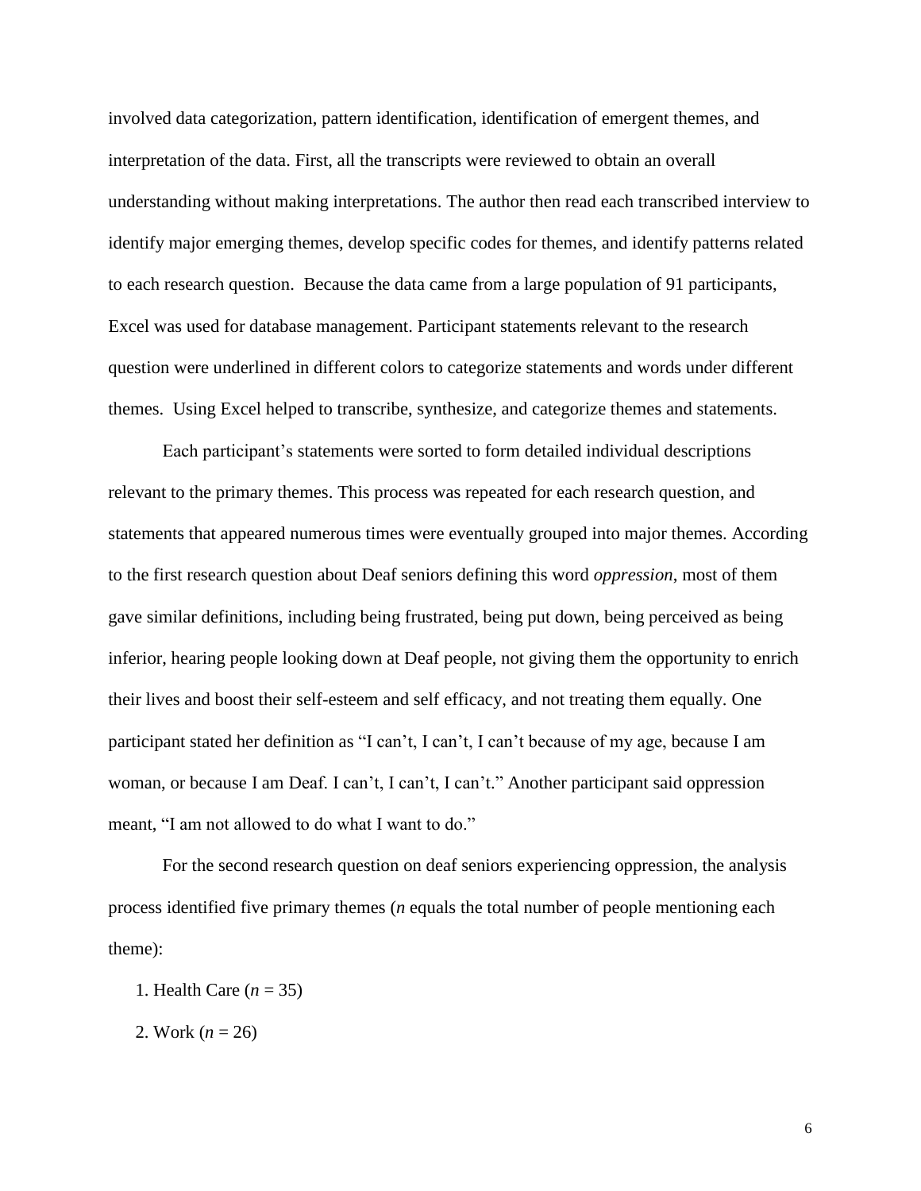involved data categorization, pattern identification, identification of emergent themes, and interpretation of the data. First, all the transcripts were reviewed to obtain an overall understanding without making interpretations. The author then read each transcribed interview to identify major emerging themes, develop specific codes for themes, and identify patterns related to each research question. Because the data came from a large population of 91 participants, Excel was used for database management. Participant statements relevant to the research question were underlined in different colors to categorize statements and words under different themes. Using Excel helped to transcribe, synthesize, and categorize themes and statements.

Each participant's statements were sorted to form detailed individual descriptions relevant to the primary themes. This process was repeated for each research question, and statements that appeared numerous times were eventually grouped into major themes. According to the first research question about Deaf seniors defining this word *oppression*, most of them gave similar definitions, including being frustrated, being put down, being perceived as being inferior, hearing people looking down at Deaf people, not giving them the opportunity to enrich their lives and boost their self-esteem and self efficacy, and not treating them equally. One participant stated her definition as "I can't, I can't, I can't because of my age, because I am woman, or because I am Deaf. I can't, I can't, I can't." Another participant said oppression meant, "I am not allowed to do what I want to do."

For the second research question on deaf seniors experiencing oppression, the analysis process identified five primary themes (*n* equals the total number of people mentioning each theme):

1. Health Care ($n = 35$)
2. Work ($n = 26$)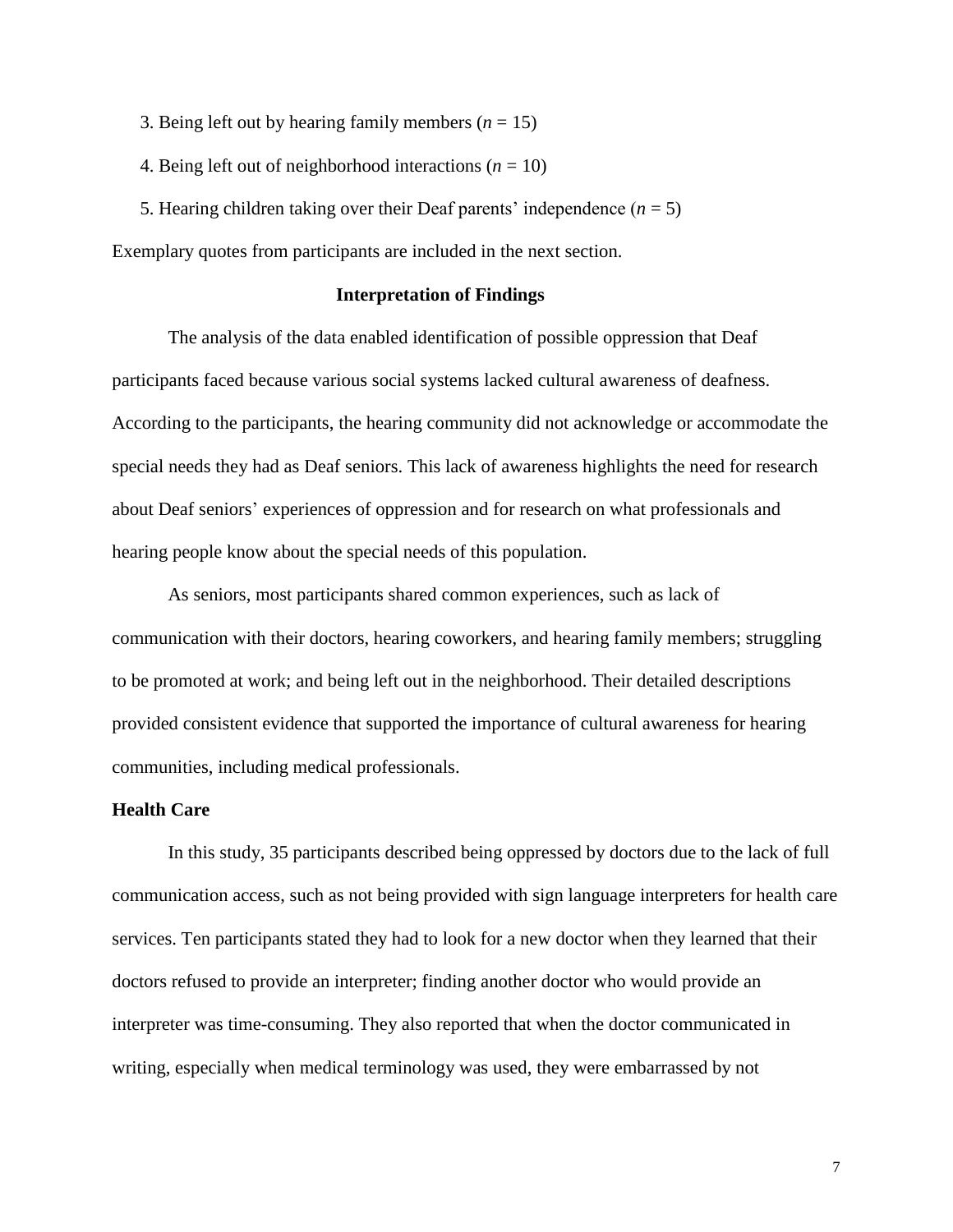3. Being left out by hearing family members ($n = 15$)

4. Being left out of neighborhood interactions ($n = 10$)

5. Hearing children taking over their Deaf parents' independence ($n = 5$)

Exemplary quotes from participants are included in the next section.

## Interpretation of Findings

The analysis of the data enabled identification of possible oppression that Deaf participants faced because various social systems lacked cultural awareness of deafness. According to the participants, the hearing community did not acknowledge or accommodate the special needs they had as Deaf seniors. This lack of awareness highlights the need for research about Deaf seniors' experiences of oppression and for research on what professionals and hearing people know about the special needs of this population.

As seniors, most participants shared common experiences, such as lack of communication with their doctors, hearing coworkers, and hearing family members; struggling to be promoted at work; and being left out in the neighborhood. Their detailed descriptions provided consistent evidence that supported the importance of cultural awareness for hearing communities, including medical professionals.

### Health Care

In this study, 35 participants described being oppressed by doctors due to the lack of full communication access, such as not being provided with sign language interpreters for health care services. Ten participants stated they had to look for a new doctor when they learned that their doctors refused to provide an interpreter; finding another doctor who would provide an interpreter was time-consuming. They also reported that when the doctor communicated in writing, especially when medical terminology was used, they were embarrassed by not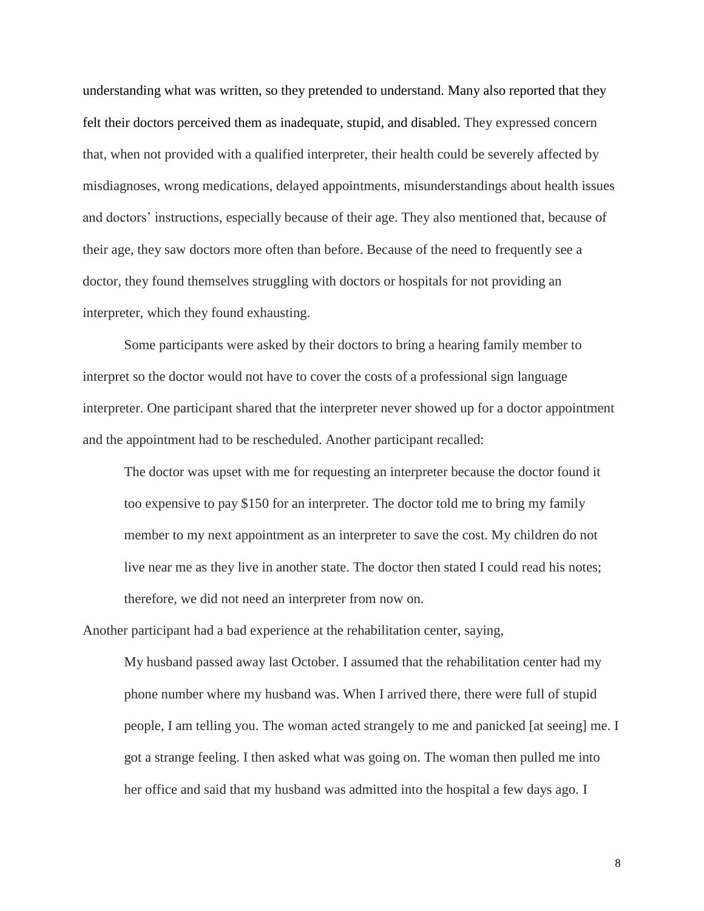understanding what was written, so they pretended to understand. Many also reported that they felt their doctors perceived them as inadequate, stupid, and disabled. They expressed concern that, when not provided with a qualified interpreter, their health could be severely affected by misdiagnoses, wrong medications, delayed appointments, misunderstandings about health issues and doctors' instructions, especially because of their age. They also mentioned that, because of their age, they saw doctors more often than before. Because of the need to frequently see a doctor, they found themselves struggling with doctors or hospitals for not providing an interpreter, which they found exhausting.

Some participants were asked by their doctors to bring a hearing family member to interpret so the doctor would not have to cover the costs of a professional sign language interpreter. One participant shared that the interpreter never showed up for a doctor appointment and the appointment had to be rescheduled. Another participant recalled:

> The doctor was upset with me for requesting an interpreter because the doctor found it too expensive to pay $150 for an interpreter. The doctor told me to bring my family member to my next appointment as an interpreter to save the cost. My children do not live near me as they live in another state. The doctor then stated I could read his notes; therefore, we did not need an interpreter from now on.

Another participant had a bad experience at the rehabilitation center, saying,

> My husband passed away last October. I assumed that the rehabilitation center had my phone number where my husband was. When I arrived there, there were full of stupid people, I am telling you. The woman acted strangely to me and panicked [at seeing] me. I got a strange feeling. I then asked what was going on. The woman then pulled me into her office and said that my husband was admitted into the hospital a few days ago. I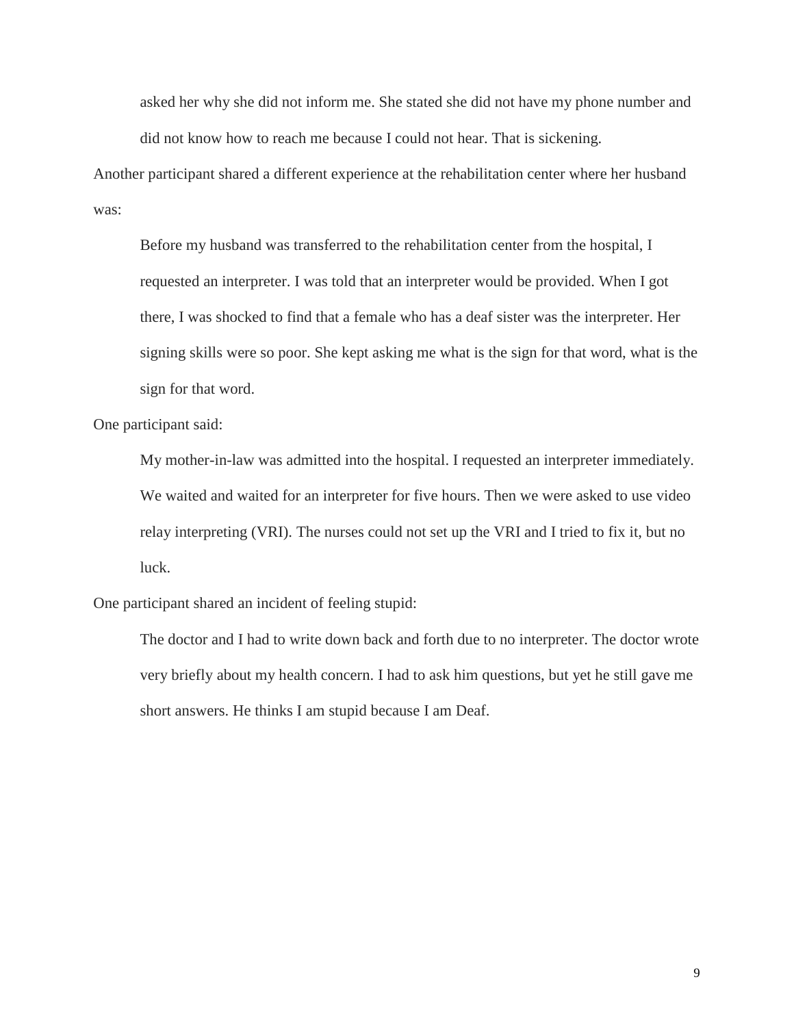> asked her why she did not inform me. She stated she did not have my phone number and did not know how to reach me because I could not hear. That is sickening.

Another participant shared a different experience at the rehabilitation center where her husband was:

> Before my husband was transferred to the rehabilitation center from the hospital, I requested an interpreter. I was told that an interpreter would be provided. When I got there, I was shocked to find that a female who has a deaf sister was the interpreter. Her signing skills were so poor. She kept asking me what is the sign for that word, what is the sign for that word.

One participant said:

> My mother-in-law was admitted into the hospital. I requested an interpreter immediately. We waited and waited for an interpreter for five hours. Then we were asked to use video relay interpreting (VRI). The nurses could not set up the VRI and I tried to fix it, but no luck.

One participant shared an incident of feeling stupid:

> The doctor and I had to write down back and forth due to no interpreter. The doctor wrote very briefly about my health concern. I had to ask him questions, but yet he still gave me short answers. He thinks I am stupid because I am Deaf.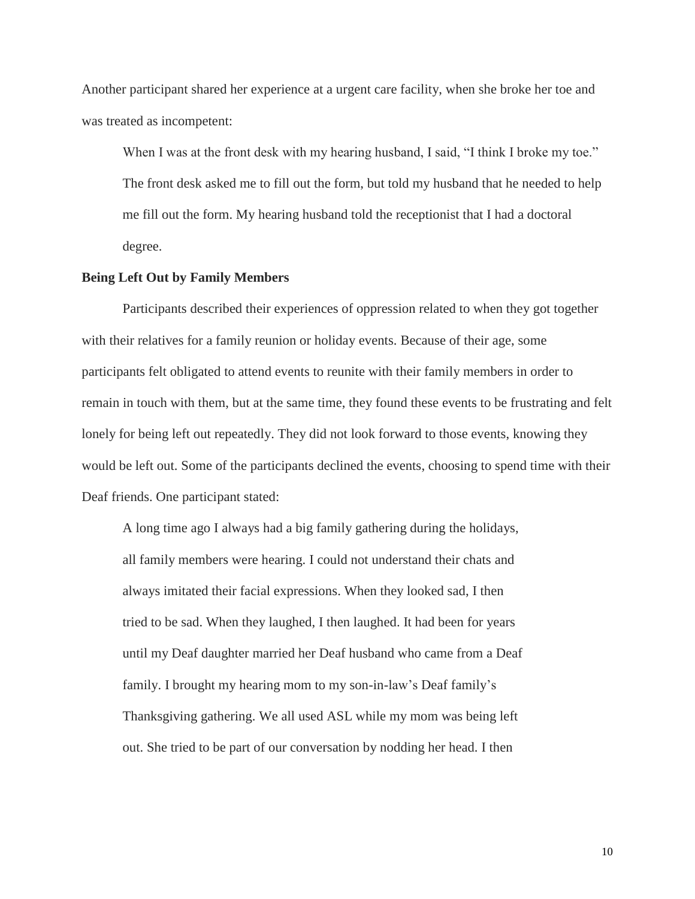Another participant shared her experience at a urgent care facility, when she broke her toe and was treated as incompetent:

> When I was at the front desk with my hearing husband, I said, “I think I broke my toe.” The front desk asked me to fill out the form, but told my husband that he needed to help me fill out the form. My hearing husband told the receptionist that I had a doctoral degree.

**Being Left Out by Family Members**

Participants described their experiences of oppression related to when they got together with their relatives for a family reunion or holiday events. Because of their age, some participants felt obligated to attend events to reunite with their family members in order to remain in touch with them, but at the same time, they found these events to be frustrating and felt lonely for being left out repeatedly. They did not look forward to those events, knowing they would be left out. Some of the participants declined the events, choosing to spend time with their Deaf friends. One participant stated:

> A long time ago I always had a big family gathering during the holidays, all family members were hearing. I could not understand their chats and always imitated their facial expressions. When they looked sad, I then tried to be sad. When they laughed, I then laughed. It had been for years until my Deaf daughter married her Deaf husband who came from a Deaf family. I brought my hearing mom to my son-in-law’s Deaf family’s Thanksgiving gathering. We all used ASL while my mom was being left out. She tried to be part of our conversation by nodding her head. I then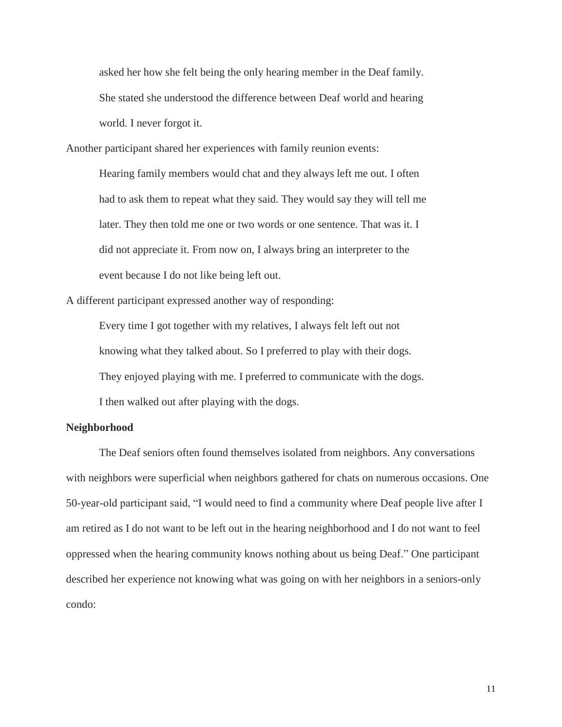> asked her how she felt being the only hearing member in the Deaf family. She stated she understood the difference between Deaf world and hearing world. I never forgot it.

Another participant shared her experiences with family reunion events:

> Hearing family members would chat and they always left me out. I often had to ask them to repeat what they said. They would say they will tell me later. They then told me one or two words or one sentence. That was it. I did not appreciate it. From now on, I always bring an interpreter to the event because I do not like being left out.

A different participant expressed another way of responding:

> Every time I got together with my relatives, I always felt left out not knowing what they talked about. So I preferred to play with their dogs. They enjoyed playing with me. I preferred to communicate with the dogs. I then walked out after playing with the dogs.

**Neighborhood**

The Deaf seniors often found themselves isolated from neighbors. Any conversations with neighbors were superficial when neighbors gathered for chats on numerous occasions. One 50-year-old participant said, "I would need to find a community where Deaf people live after I am retired as I do not want to be left out in the hearing neighborhood and I do not want to feel oppressed when the hearing community knows nothing about us being Deaf." One participant described her experience not knowing what was going on with her neighbors in a seniors-only condo: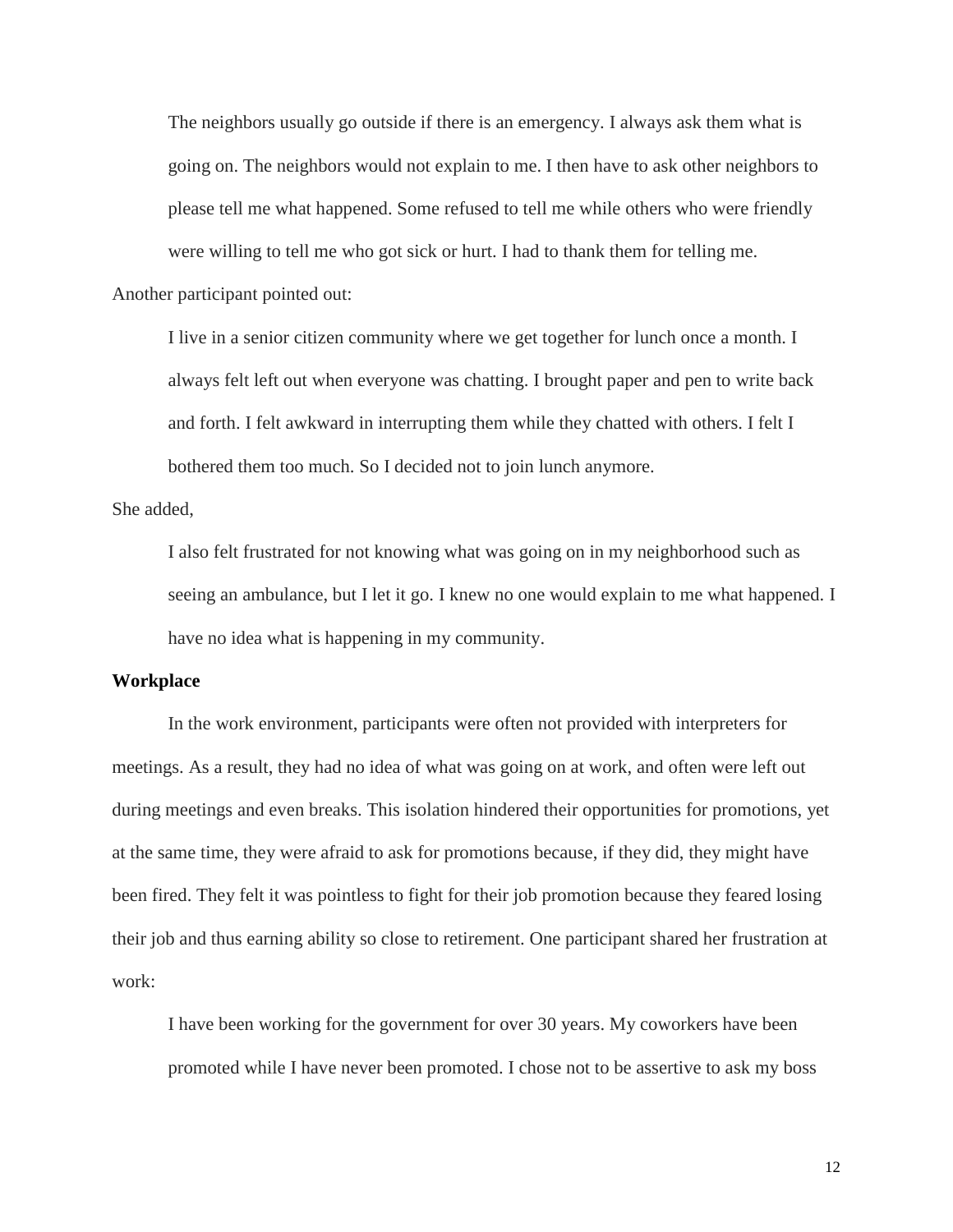> The neighbors usually go outside if there is an emergency. I always ask them what is going on. The neighbors would not explain to me. I then have to ask other neighbors to please tell me what happened. Some refused to tell me while others who were friendly were willing to tell me who got sick or hurt. I had to thank them for telling me.

Another participant pointed out:

> I live in a senior citizen community where we get together for lunch once a month. I always felt left out when everyone was chatting. I brought paper and pen to write back and forth. I felt awkward in interrupting them while they chatted with others. I felt I bothered them too much. So I decided not to join lunch anymore.

She added,

> I also felt frustrated for not knowing what was going on in my neighborhood such as seeing an ambulance, but I let it go. I knew no one would explain to me what happened. I have no idea what is happening in my community.

**Workplace**

In the work environment, participants were often not provided with interpreters for meetings. As a result, they had no idea of what was going on at work, and often were left out during meetings and even breaks. This isolation hindered their opportunities for promotions, yet at the same time, they were afraid to ask for promotions because, if they did, they might have been fired. They felt it was pointless to fight for their job promotion because they feared losing their job and thus earning ability so close to retirement. One participant shared her frustration at work:

> I have been working for the government for over 30 years. My coworkers have been promoted while I have never been promoted. I chose not to be assertive to ask my boss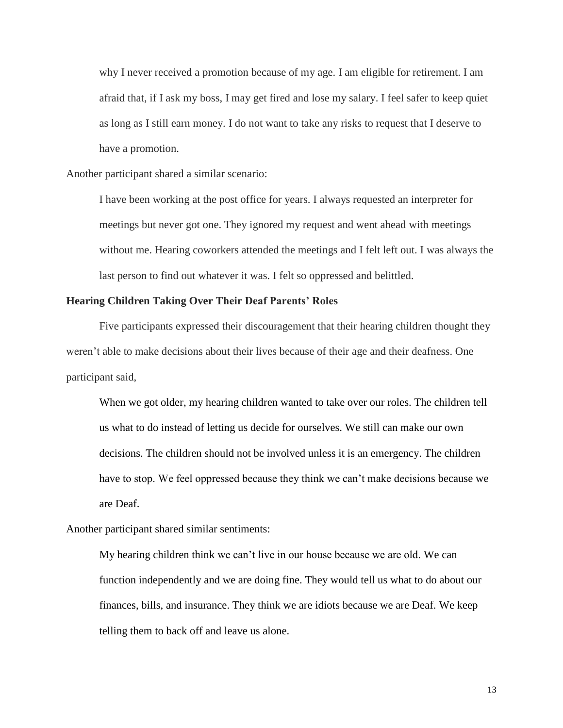> why I never received a promotion because of my age. I am eligible for retirement. I am afraid that, if I ask my boss, I may get fired and lose my salary. I feel safer to keep quiet as long as I still earn money. I do not want to take any risks to request that I deserve to have a promotion.

Another participant shared a similar scenario:

> I have been working at the post office for years. I always requested an interpreter for meetings but never got one. They ignored my request and went ahead with meetings without me. Hearing coworkers attended the meetings and I felt left out. I was always the last person to find out whatever it was. I felt so oppressed and belittled.

### Hearing Children Taking Over Their Deaf Parents' Roles

Five participants expressed their discouragement that their hearing children thought they weren't able to make decisions about their lives because of their age and their deafness. One participant said,

> When we got older, my hearing children wanted to take over our roles. The children tell us what to do instead of letting us decide for ourselves. We still can make our own decisions. The children should not be involved unless it is an emergency. The children have to stop. We feel oppressed because they think we can't make decisions because we are Deaf.

Another participant shared similar sentiments:

> My hearing children think we can't live in our house because we are old. We can function independently and we are doing fine. They would tell us what to do about our finances, bills, and insurance. They think we are idiots because we are Deaf. We keep telling them to back off and leave us alone.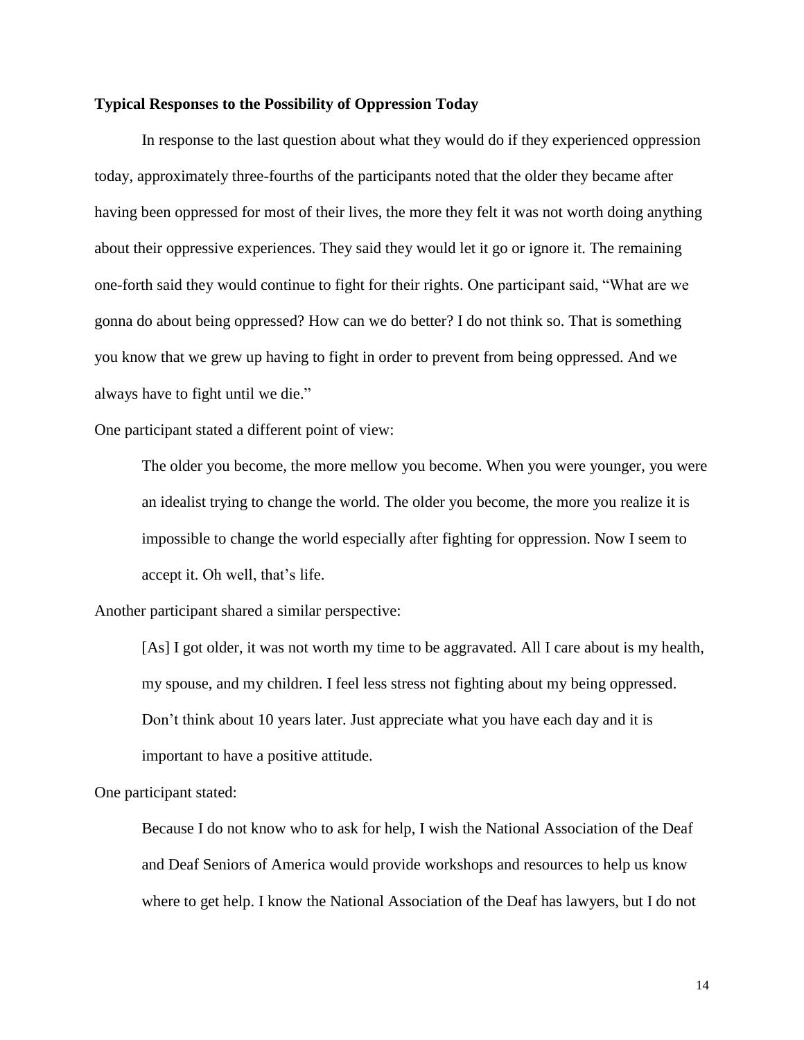**Typical Responses to the Possibility of Oppression Today**

In response to the last question about what they would do if they experienced oppression today, approximately three-fourths of the participants noted that the older they became after having been oppressed for most of their lives, the more they felt it was not worth doing anything about their oppressive experiences. They said they would let it go or ignore it. The remaining one-forth said they would continue to fight for their rights. One participant said, "What are we gonna do about being oppressed? How can we do better? I do not think so. That is something you know that we grew up having to fight in order to prevent from being oppressed. And we always have to fight until we die."

One participant stated a different point of view:

> The older you become, the more mellow you become. When you were younger, you were an idealist trying to change the world. The older you become, the more you realize it is impossible to change the world especially after fighting for oppression. Now I seem to accept it. Oh well, that's life.

Another participant shared a similar perspective:

> [As] I got older, it was not worth my time to be aggravated. All I care about is my health, my spouse, and my children. I feel less stress not fighting about my being oppressed. Don't think about 10 years later. Just appreciate what you have each day and it is important to have a positive attitude.

One participant stated:

> Because I do not know who to ask for help, I wish the National Association of the Deaf and Deaf Seniors of America would provide workshops and resources to help us know where to get help. I know the National Association of the Deaf has lawyers, but I do not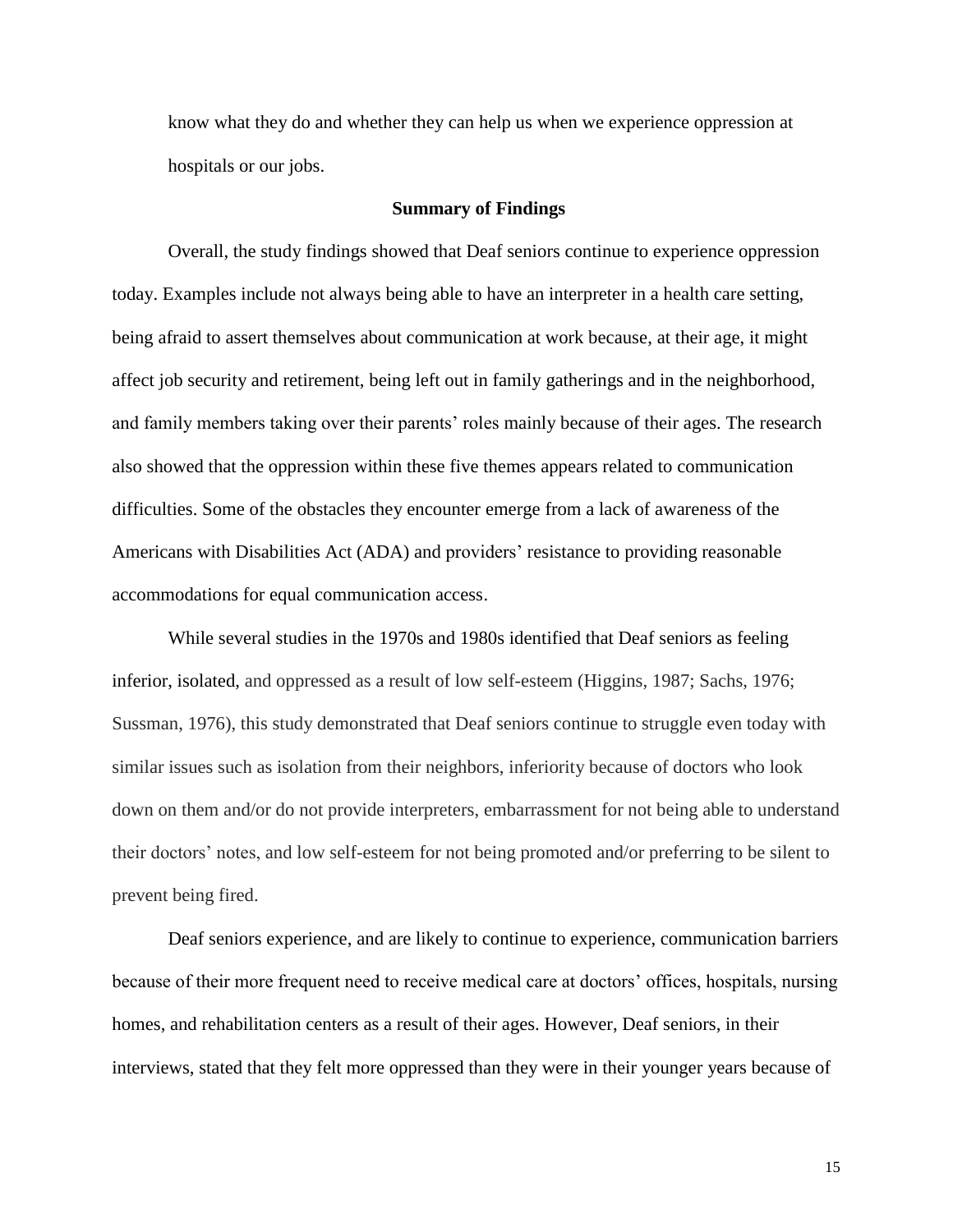know what they do and whether they can help us when we experience oppression at hospitals or our jobs.

## Summary of Findings

Overall, the study findings showed that Deaf seniors continue to experience oppression today. Examples include not always being able to have an interpreter in a health care setting, being afraid to assert themselves about communication at work because, at their age, it might affect job security and retirement, being left out in family gatherings and in the neighborhood, and family members taking over their parents' roles mainly because of their ages. The research also showed that the oppression within these five themes appears related to communication difficulties. Some of the obstacles they encounter emerge from a lack of awareness of the Americans with Disabilities Act (ADA) and providers' resistance to providing reasonable accommodations for equal communication access.

While several studies in the 1970s and 1980s identified that Deaf seniors as feeling inferior, isolated, and oppressed as a result of low self-esteem (Higgins, 1987; Sachs, 1976; Sussman, 1976), this study demonstrated that Deaf seniors continue to struggle even today with similar issues such as isolation from their neighbors, inferiority because of doctors who look down on them and/or do not provide interpreters, embarrassment for not being able to understand their doctors' notes, and low self-esteem for not being promoted and/or preferring to be silent to prevent being fired.

Deaf seniors experience, and are likely to continue to experience, communication barriers because of their more frequent need to receive medical care at doctors' offices, hospitals, nursing homes, and rehabilitation centers as a result of their ages. However, Deaf seniors, in their interviews, stated that they felt more oppressed than they were in their younger years because of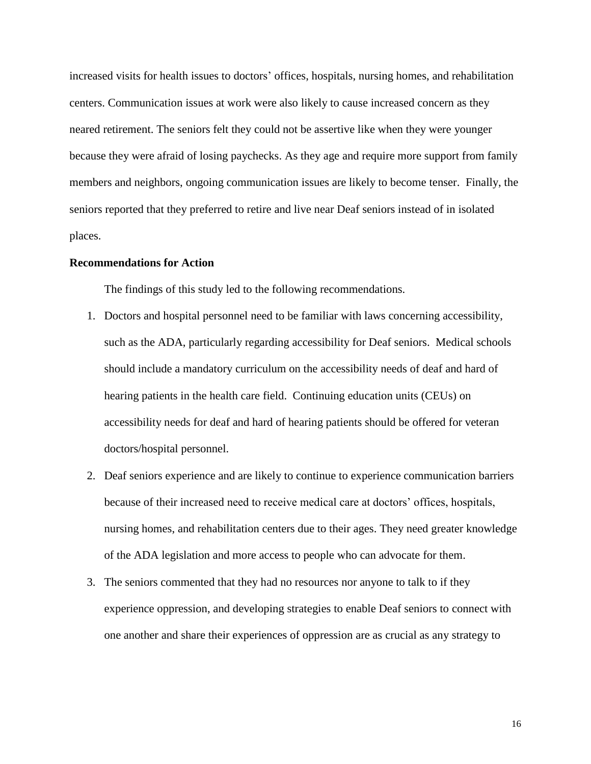increased visits for health issues to doctors' offices, hospitals, nursing homes, and rehabilitation centers. Communication issues at work were also likely to cause increased concern as they neared retirement. The seniors felt they could not be assertive like when they were younger because they were afraid of losing paychecks. As they age and require more support from family members and neighbors, ongoing communication issues are likely to become tenser. Finally, the seniors reported that they preferred to retire and live near Deaf seniors instead of in isolated places.

**Recommendations for Action**

The findings of this study led to the following recommendations.

1. Doctors and hospital personnel need to be familiar with laws concerning accessibility, such as the ADA, particularly regarding accessibility for Deaf seniors. Medical schools should include a mandatory curriculum on the accessibility needs of deaf and hard of hearing patients in the health care field. Continuing education units (CEUs) on accessibility needs for deaf and hard of hearing patients should be offered for veteran doctors/hospital personnel.
2. Deaf seniors experience and are likely to continue to experience communication barriers because of their increased need to receive medical care at doctors' offices, hospitals, nursing homes, and rehabilitation centers due to their ages. They need greater knowledge of the ADA legislation and more access to people who can advocate for them.
3. The seniors commented that they had no resources nor anyone to talk to if they experience oppression, and developing strategies to enable Deaf seniors to connect with one another and share their experiences of oppression are as crucial as any strategy to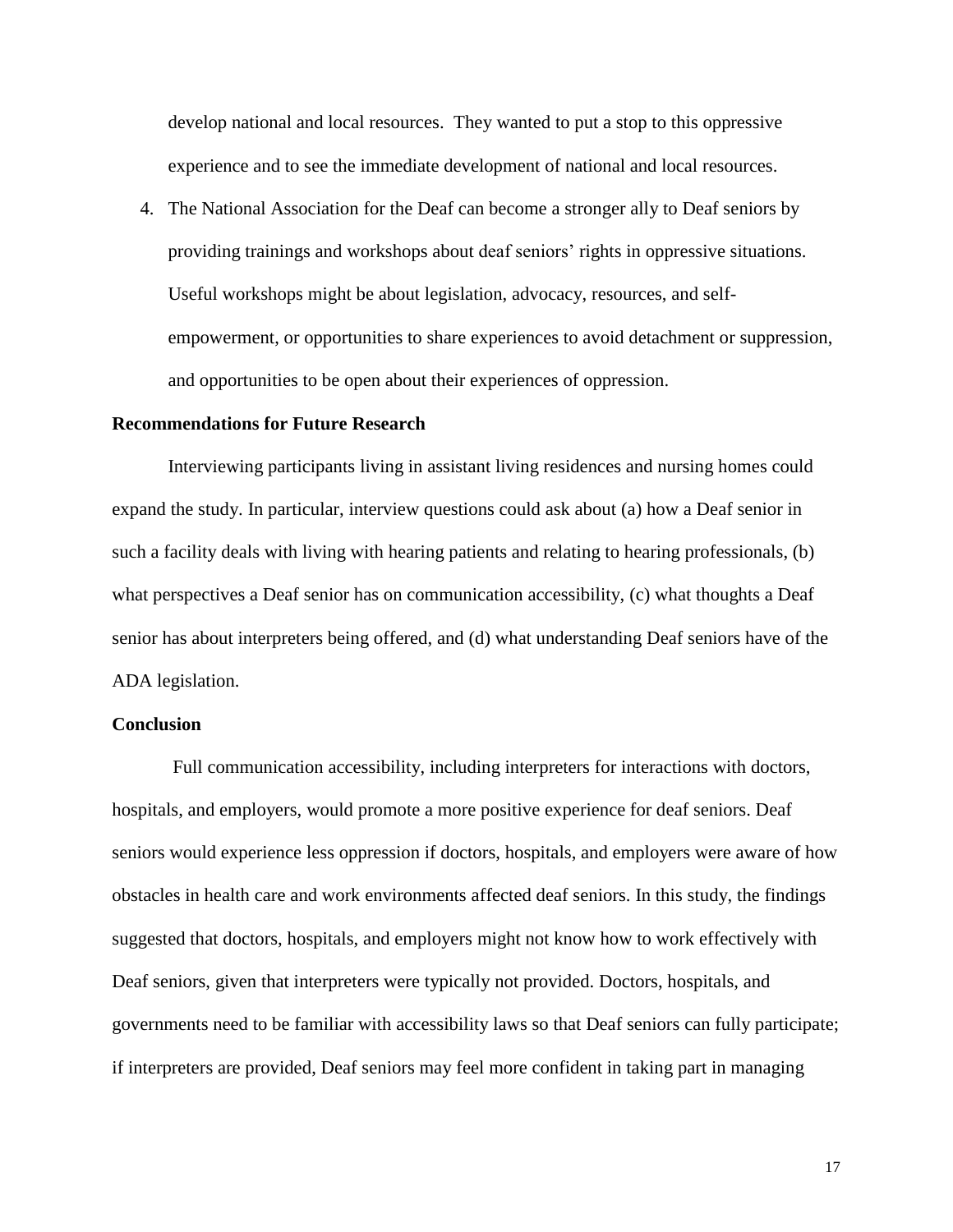develop national and local resources. They wanted to put a stop to this oppressive experience and to see the immediate development of national and local resources.

4. The National Association for the Deaf can become a stronger ally to Deaf seniors by providing trainings and workshops about deaf seniors' rights in oppressive situations. Useful workshops might be about legislation, advocacy, resources, and self-empowerment, or opportunities to share experiences to avoid detachment or suppression, and opportunities to be open about their experiences of oppression.

**Recommendations for Future Research**

Interviewing participants living in assistant living residences and nursing homes could expand the study. In particular, interview questions could ask about (a) how a Deaf senior in such a facility deals with living with hearing patients and relating to hearing professionals, (b) what perspectives a Deaf senior has on communication accessibility, (c) what thoughts a Deaf senior has about interpreters being offered, and (d) what understanding Deaf seniors have of the ADA legislation.

**Conclusion**

Full communication accessibility, including interpreters for interactions with doctors, hospitals, and employers, would promote a more positive experience for deaf seniors. Deaf seniors would experience less oppression if doctors, hospitals, and employers were aware of how obstacles in health care and work environments affected deaf seniors. In this study, the findings suggested that doctors, hospitals, and employers might not know how to work effectively with Deaf seniors, given that interpreters were typically not provided. Doctors, hospitals, and governments need to be familiar with accessibility laws so that Deaf seniors can fully participate; if interpreters are provided, Deaf seniors may feel more confident in taking part in managing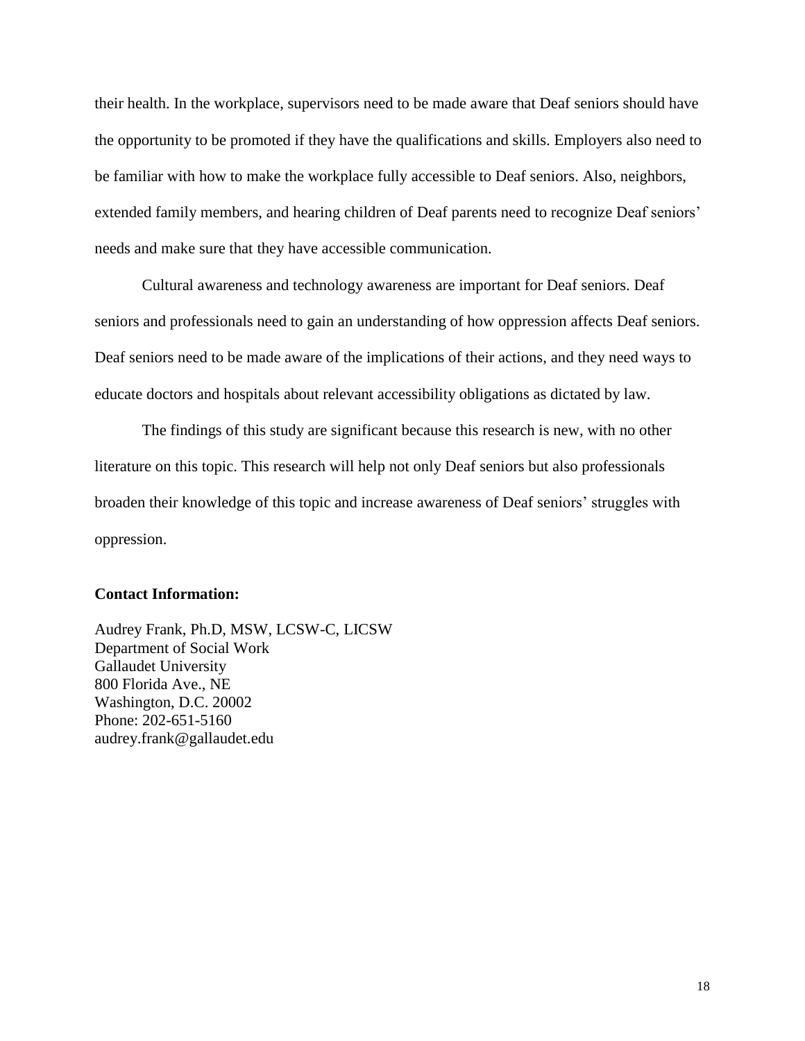their health. In the workplace, supervisors need to be made aware that Deaf seniors should have the opportunity to be promoted if they have the qualifications and skills. Employers also need to be familiar with how to make the workplace fully accessible to Deaf seniors. Also, neighbors, extended family members, and hearing children of Deaf parents need to recognize Deaf seniors' needs and make sure that they have accessible communication.

Cultural awareness and technology awareness are important for Deaf seniors. Deaf seniors and professionals need to gain an understanding of how oppression affects Deaf seniors. Deaf seniors need to be made aware of the implications of their actions, and they need ways to educate doctors and hospitals about relevant accessibility obligations as dictated by law.

The findings of this study are significant because this research is new, with no other literature on this topic. This research will help not only Deaf seniors but also professionals broaden their knowledge of this topic and increase awareness of Deaf seniors' struggles with oppression.

**Contact Information:**

Audrey Frank, Ph.D, MSW, LCSW-C, LICSW
Department of Social Work
Gallaudet University
800 Florida Ave., NE
Washington, D.C. 20002
Phone: 202-651-5160
audrey.frank@gallaudet.edu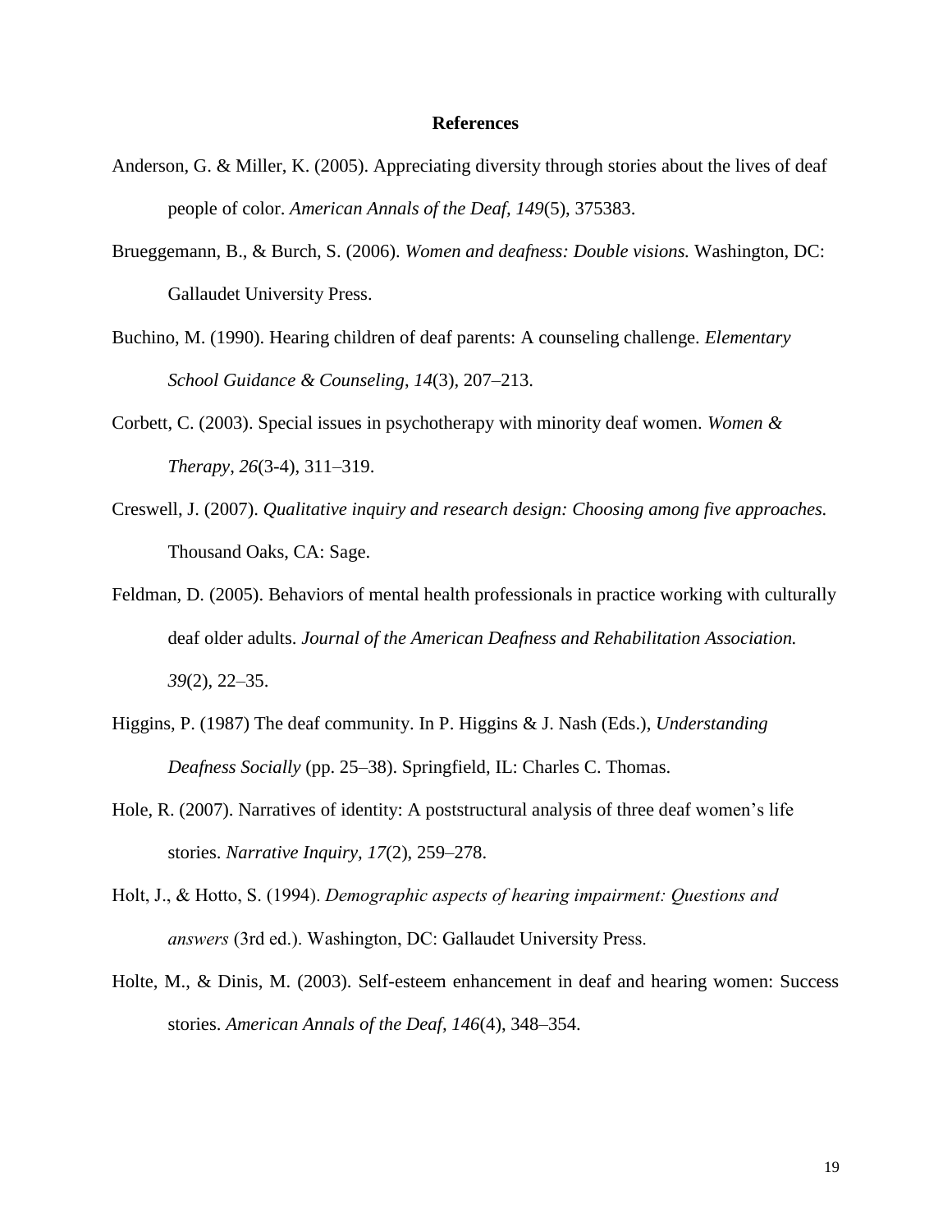# References

Anderson, G. & Miller, K. (2005). Appreciating diversity through stories about the lives of deaf people of color. *American Annals of the Deaf, 149*(5), 375383.

Brueggemann, B., & Burch, S. (2006). *Women and deafness: Double visions.* Washington, DC: Gallaudet University Press.

Buchino, M. (1990). Hearing children of deaf parents: A counseling challenge. *Elementary School Guidance & Counseling*, *14*(3), 207–213.

Corbett, C. (2003). Special issues in psychotherapy with minority deaf women. *Women & Therapy*, *26*(3-4), 311–319.

Creswell, J. (2007). *Qualitative inquiry and research design: Choosing among five approaches.* Thousand Oaks, CA: Sage.

Feldman, D. (2005). Behaviors of mental health professionals in practice working with culturally deaf older adults. *Journal of the American Deafness and Rehabilitation Association. 39*(2), 22–35.

Higgins, P. (1987) The deaf community. In P. Higgins & J. Nash (Eds.), *Understanding Deafness Socially* (pp. 25–38). Springfield, IL: Charles C. Thomas.

Hole, R. (2007). Narratives of identity: A poststructural analysis of three deaf women's life stories. *Narrative Inquiry, 17*(2), 259–278.

Holt, J., & Hotto, S. (1994). *Demographic aspects of hearing impairment: Questions and answers* (3rd ed.). Washington, DC: Gallaudet University Press.

Holte, M., & Dinis, M. (2003). Self-esteem enhancement in deaf and hearing women: Success stories. *American Annals of the Deaf, 146*(4), 348–354.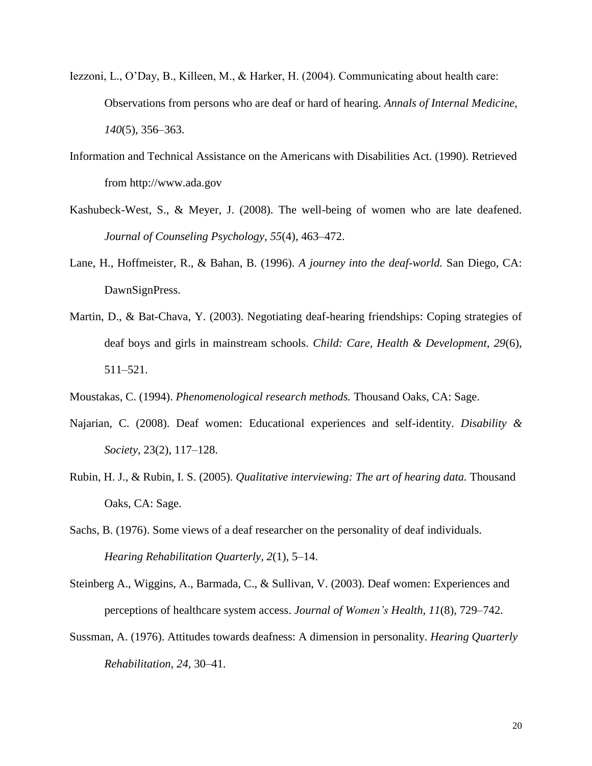Iezzoni, L., O'Day, B., Killeen, M., & Harker, H. (2004). Communicating about health care: Observations from persons who are deaf or hard of hearing. *Annals of Internal Medicine, 140*(5), 356–363.

Information and Technical Assistance on the Americans with Disabilities Act. (1990). Retrieved from http://www.ada.gov

Kashubeck-West, S., & Meyer, J. (2008). The well-being of women who are late deafened. *Journal of Counseling Psychology*, *55*(4), 463–472.

Lane, H., Hoffmeister, R., & Bahan, B. (1996). *A journey into the deaf-world.* San Diego, CA: DawnSignPress.

Martin, D., & Bat-Chava, Y. (2003). Negotiating deaf-hearing friendships: Coping strategies of deaf boys and girls in mainstream schools. *Child: Care, Health & Development, 29*(6), 511–521.

Moustakas, C. (1994). *Phenomenological research methods.* Thousand Oaks, CA: Sage.

Najarian, C. (2008). Deaf women: Educational experiences and self-identity. *Disability & Society*, 23(2), 117–128.

Rubin, H. J., & Rubin, I. S. (2005). *Qualitative interviewing: The art of hearing data.* Thousand Oaks, CA: Sage.

Sachs, B. (1976). Some views of a deaf researcher on the personality of deaf individuals. *Hearing Rehabilitation Quarterly, 2*(1), 5–14.

Steinberg A., Wiggins, A., Barmada, C., & Sullivan, V. (2003). Deaf women: Experiences and perceptions of healthcare system access. *Journal of Women's Health*, *11*(8), 729–742.

Sussman, A. (1976). Attitudes towards deafness: A dimension in personality. *Hearing Quarterly Rehabilitation*, *24,* 30–41.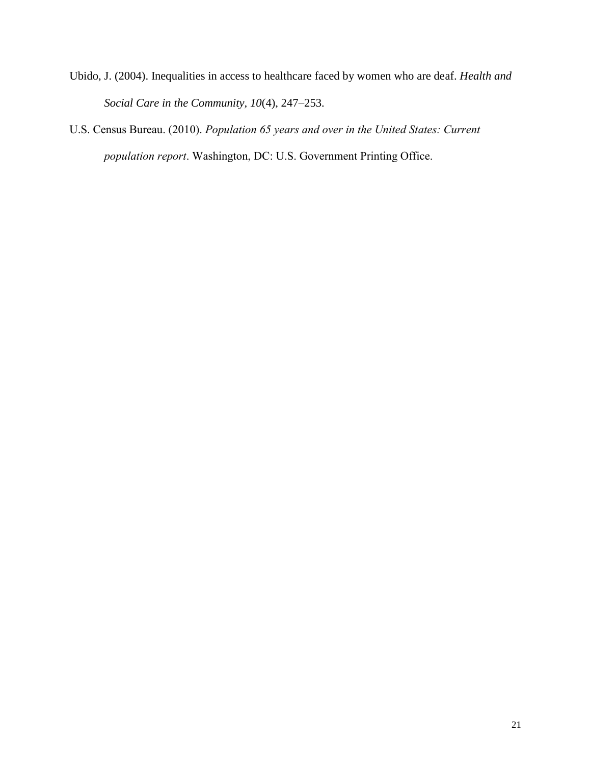Ubido, J. (2004). Inequalities in access to healthcare faced by women who are deaf. *Health and Social Care in the Community, 10*(4), 247–253.

U.S. Census Bureau. (2010). *Population 65 years and over in the United States: Current population report*. Washington, DC: U.S. Government Printing Office.